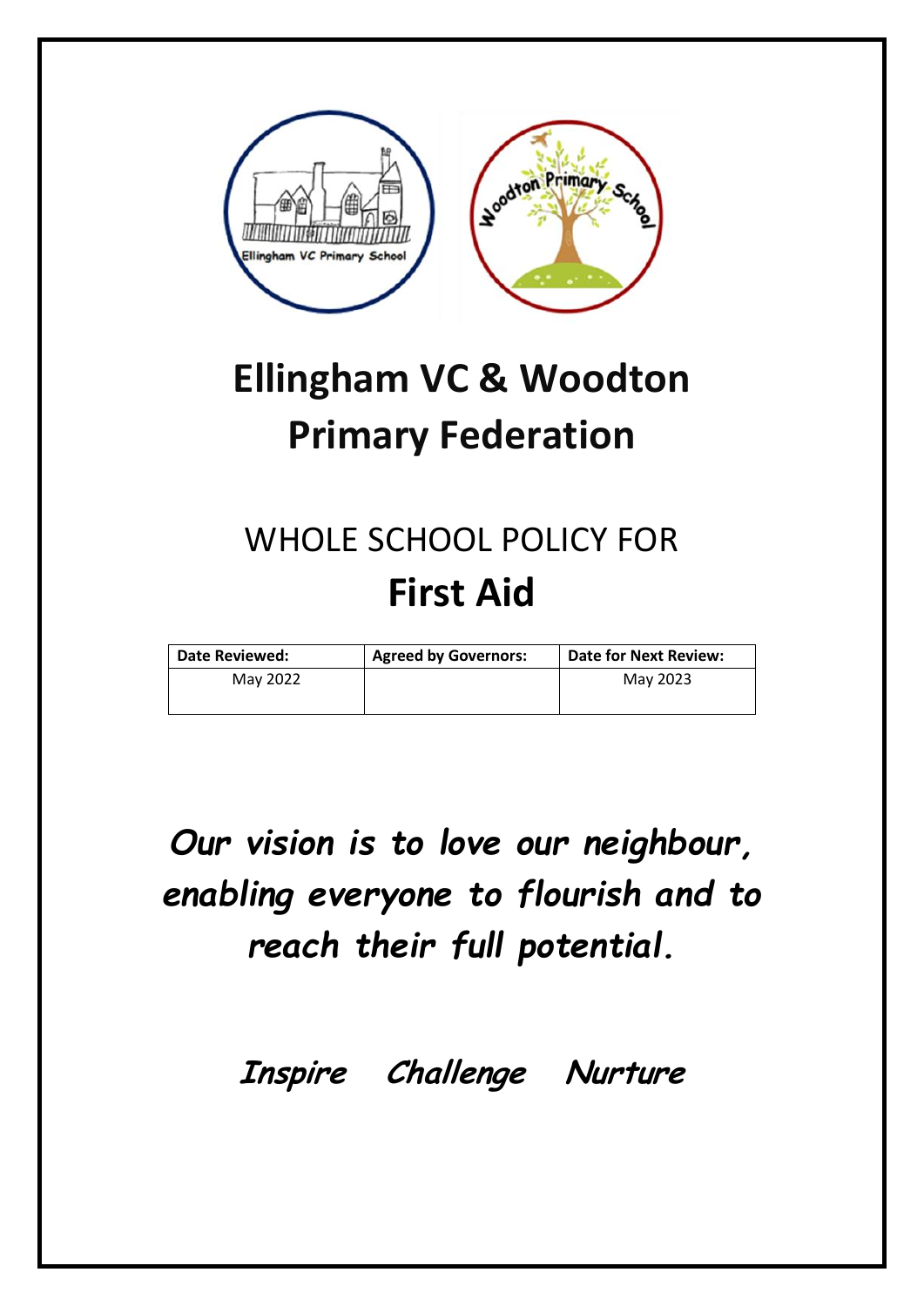# Ellingham VC & Woodton Primary Federation

WHOLE SCHOOL POLICY FOR

## First Aid

| Date Reviewed: | Agreed by Governors: | Date for Next Review: |
|---|---|---|
| May 2022 | | May 2023 |

***Our vision is to love our neighbour, enabling everyone to flourish and to reach their full potential.***

***Inspire Challenge Nurture***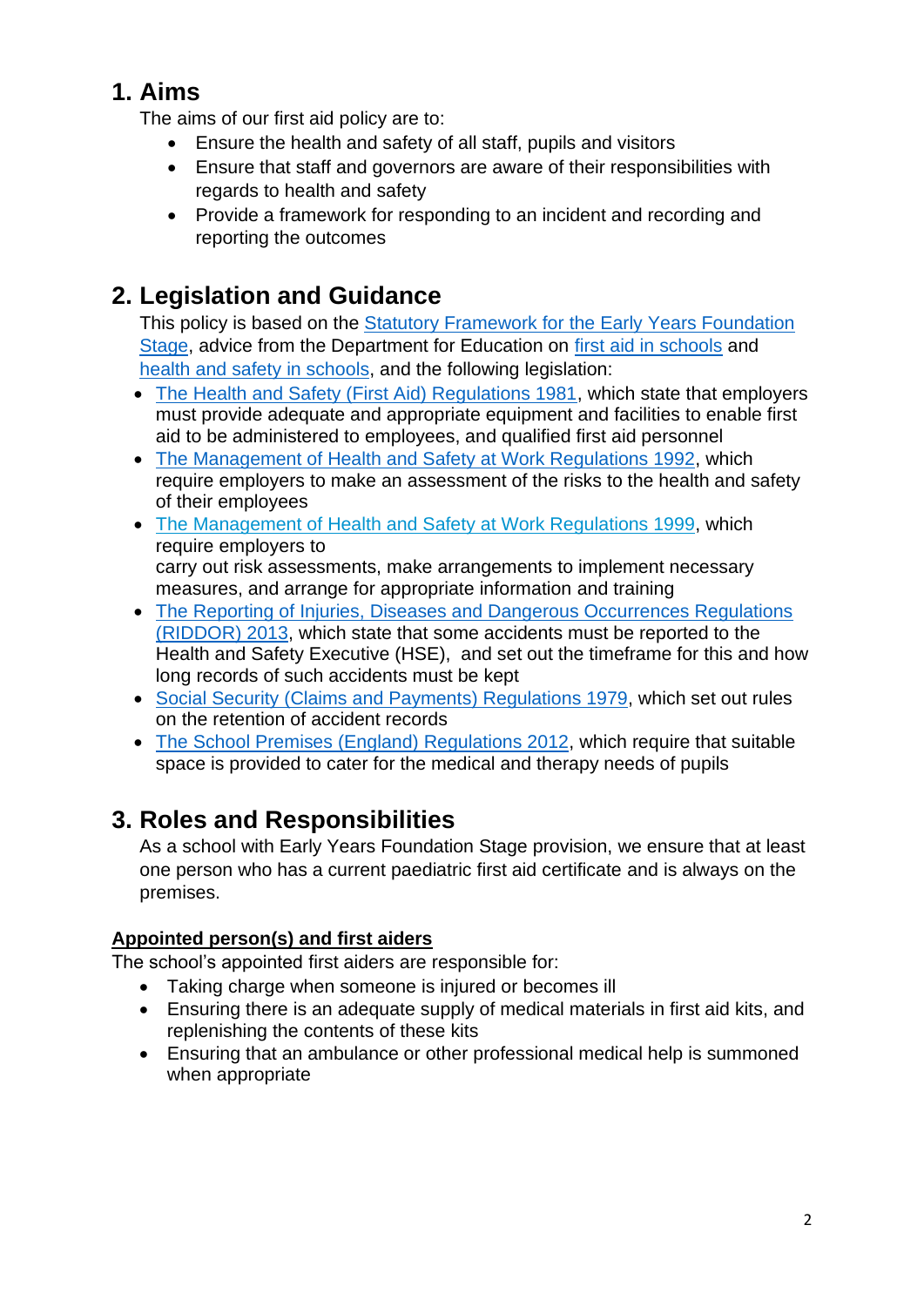## 1. Aims

The aims of our first aid policy are to:

- Ensure the health and safety of all staff, pupils and visitors
- Ensure that staff and governors are aware of their responsibilities with regards to health and safety
- Provide a framework for responding to an incident and recording and reporting the outcomes

## 2. Legislation and Guidance

This policy is based on the Statutory Framework for the Early Years Foundation Stage, advice from the Department for Education on first aid in schools and health and safety in schools, and the following legislation:

- The Health and Safety (First Aid) Regulations 1981, which state that employers must provide adequate and appropriate equipment and facilities to enable first aid to be administered to employees, and qualified first aid personnel
- The Management of Health and Safety at Work Regulations 1992, which require employers to make an assessment of the risks to the health and safety of their employees
- The Management of Health and Safety at Work Regulations 1999, which require employers to carry out risk assessments, make arrangements to implement necessary measures, and arrange for appropriate information and training
- The Reporting of Injuries, Diseases and Dangerous Occurrences Regulations (RIDDOR) 2013, which state that some accidents must be reported to the Health and Safety Executive (HSE), and set out the timeframe for this and how long records of such accidents must be kept
- Social Security (Claims and Payments) Regulations 1979, which set out rules on the retention of accident records
- The School Premises (England) Regulations 2012, which require that suitable space is provided to cater for the medical and therapy needs of pupils

## 3. Roles and Responsibilities

As a school with Early Years Foundation Stage provision, we ensure that at least one person who has a current paediatric first aid certificate and is always on the premises.

**Appointed person(s) and first aiders**

The school's appointed first aiders are responsible for:

- Taking charge when someone is injured or becomes ill
- Ensuring there is an adequate supply of medical materials in first aid kits, and replenishing the contents of these kits
- Ensuring that an ambulance or other professional medical help is summoned when appropriate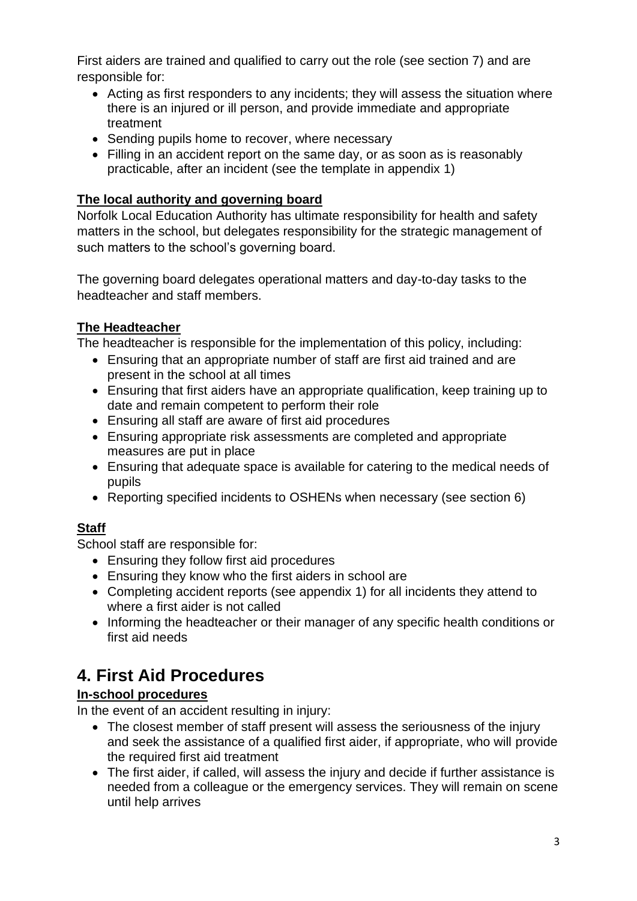First aiders are trained and qualified to carry out the role (see section 7) and are responsible for:

- Acting as first responders to any incidents; they will assess the situation where there is an injured or ill person, and provide immediate and appropriate treatment
- Sending pupils home to recover, where necessary
- Filling in an accident report on the same day, or as soon as is reasonably practicable, after an incident (see the template in appendix 1)

**The local authority and governing board**

Norfolk Local Education Authority has ultimate responsibility for health and safety matters in the school, but delegates responsibility for the strategic management of such matters to the school's governing board.

The governing board delegates operational matters and day-to-day tasks to the headteacher and staff members.

**The Headteacher**

The headteacher is responsible for the implementation of this policy, including:

- Ensuring that an appropriate number of staff are first aid trained and are present in the school at all times
- Ensuring that first aiders have an appropriate qualification, keep training up to date and remain competent to perform their role
- Ensuring all staff are aware of first aid procedures
- Ensuring appropriate risk assessments are completed and appropriate measures are put in place
- Ensuring that adequate space is available for catering to the medical needs of pupils
- Reporting specified incidents to OSHENs when necessary (see section 6)

**Staff**

School staff are responsible for:

- Ensuring they follow first aid procedures
- Ensuring they know who the first aiders in school are
- Completing accident reports (see appendix 1) for all incidents they attend to where a first aider is not called
- Informing the headteacher or their manager of any specific health conditions or first aid needs

# 4. First Aid Procedures

**In-school procedures**

In the event of an accident resulting in injury:

- The closest member of staff present will assess the seriousness of the injury and seek the assistance of a qualified first aider, if appropriate, who will provide the required first aid treatment
- The first aider, if called, will assess the injury and decide if further assistance is needed from a colleague or the emergency services. They will remain on scene until help arrives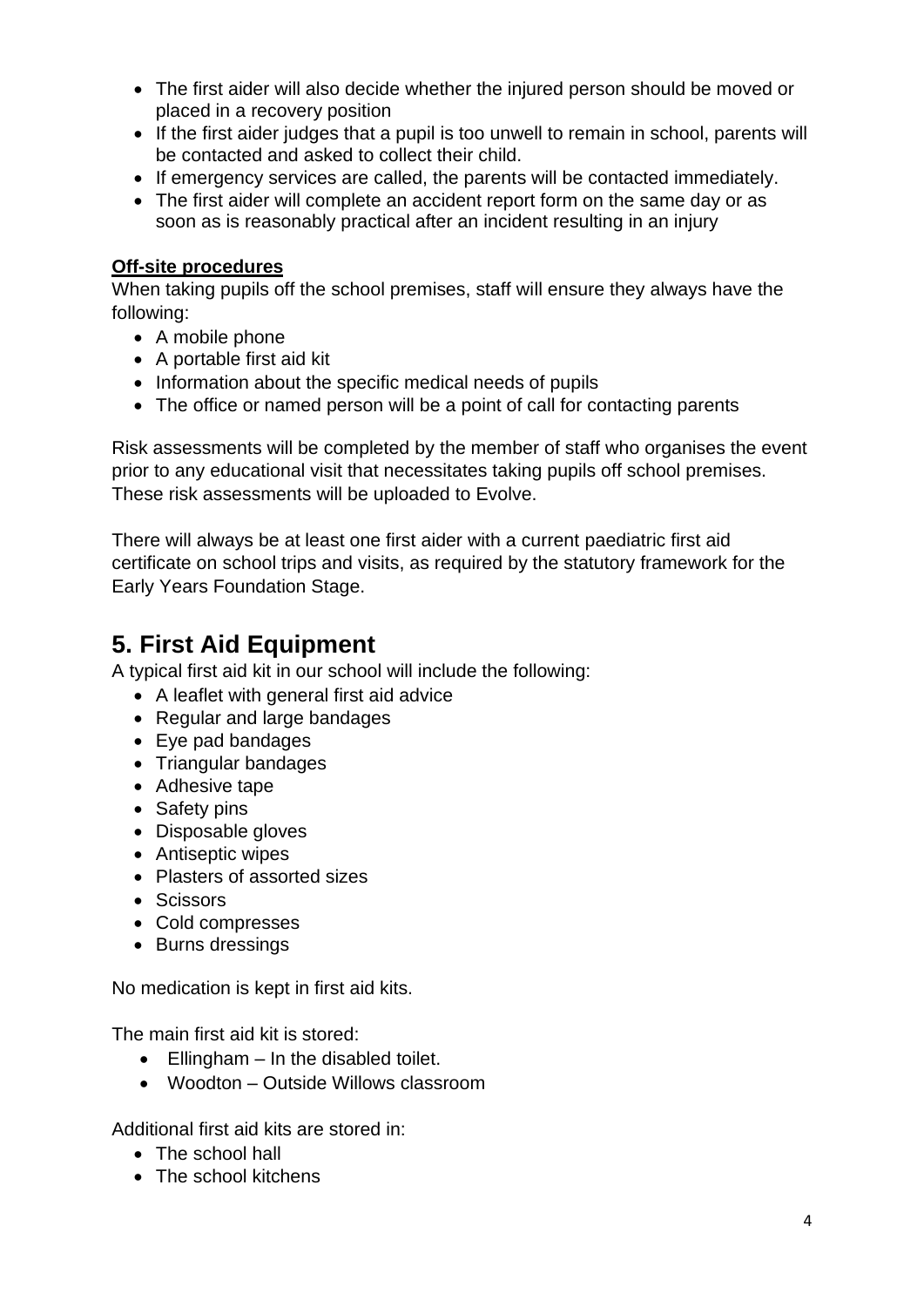- The first aider will also decide whether the injured person should be moved or placed in a recovery position
- If the first aider judges that a pupil is too unwell to remain in school, parents will be contacted and asked to collect their child.
- If emergency services are called, the parents will be contacted immediately.
- The first aider will complete an accident report form on the same day or as soon as is reasonably practical after an incident resulting in an injury

**Off-site procedures**

When taking pupils off the school premises, staff will ensure they always have the following:

- A mobile phone
- A portable first aid kit
- Information about the specific medical needs of pupils
- The office or named person will be a point of call for contacting parents

Risk assessments will be completed by the member of staff who organises the event prior to any educational visit that necessitates taking pupils off school premises. These risk assessments will be uploaded to Evolve.

There will always be at least one first aider with a current paediatric first aid certificate on school trips and visits, as required by the statutory framework for the Early Years Foundation Stage.

## 5. First Aid Equipment

A typical first aid kit in our school will include the following:

- A leaflet with general first aid advice
- Regular and large bandages
- Eye pad bandages
- Triangular bandages
- Adhesive tape
- Safety pins
- Disposable gloves
- Antiseptic wipes
- Plasters of assorted sizes
- Scissors
- Cold compresses
- Burns dressings

No medication is kept in first aid kits.

The main first aid kit is stored:

- Ellingham – In the disabled toilet.
- Woodton – Outside Willows classroom

Additional first aid kits are stored in:

- The school hall
- The school kitchens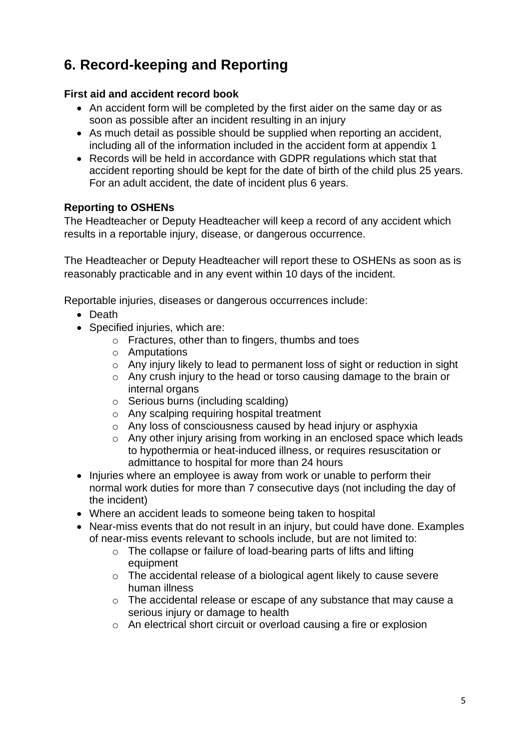## 6. Record-keeping and Reporting

**First aid and accident record book**

- An accident form will be completed by the first aider on the same day or as soon as possible after an incident resulting in an injury
- As much detail as possible should be supplied when reporting an accident, including all of the information included in the accident form at appendix 1
- Records will be held in accordance with GDPR regulations which stat that accident reporting should be kept for the date of birth of the child plus 25 years. For an adult accident, the date of incident plus 6 years.

**Reporting to OSHENs**

The Headteacher or Deputy Headteacher will keep a record of any accident which results in a reportable injury, disease, or dangerous occurrence.

The Headteacher or Deputy Headteacher will report these to OSHENs as soon as is reasonably practicable and in any event within 10 days of the incident.

Reportable injuries, diseases or dangerous occurrences include:

- Death
- Specified injuries, which are:
    - Fractures, other than to fingers, thumbs and toes
    - Amputations
    - Any injury likely to lead to permanent loss of sight or reduction in sight
    - Any crush injury to the head or torso causing damage to the brain or internal organs
    - Serious burns (including scalding)
    - Any scalping requiring hospital treatment
    - Any loss of consciousness caused by head injury or asphyxia
    - Any other injury arising from working in an enclosed space which leads to hypothermia or heat-induced illness, or requires resuscitation or admittance to hospital for more than 24 hours
- Injuries where an employee is away from work or unable to perform their normal work duties for more than 7 consecutive days (not including the day of the incident)
- Where an accident leads to someone being taken to hospital
- Near-miss events that do not result in an injury, but could have done. Examples of near-miss events relevant to schools include, but are not limited to:
    - The collapse or failure of load-bearing parts of lifts and lifting equipment
    - The accidental release of a biological agent likely to cause severe human illness
    - The accidental release or escape of any substance that may cause a serious injury or damage to health
    - An electrical short circuit or overload causing a fire or explosion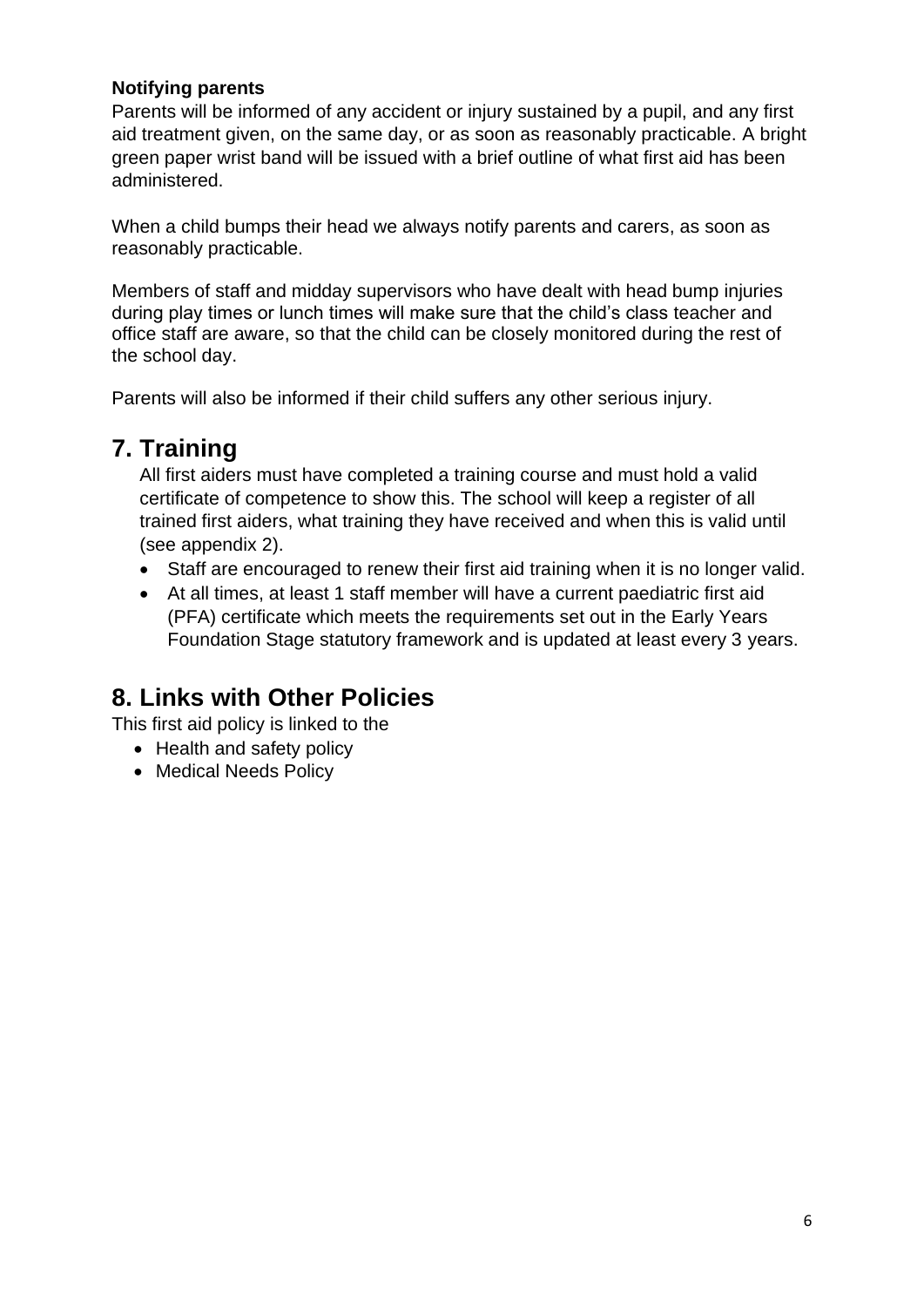**Notifying parents**

Parents will be informed of any accident or injury sustained by a pupil, and any first aid treatment given, on the same day, or as soon as reasonably practicable. A bright green paper wrist band will be issued with a brief outline of what first aid has been administered.

When a child bumps their head we always notify parents and carers, as soon as reasonably practicable.

Members of staff and midday supervisors who have dealt with head bump injuries during play times or lunch times will make sure that the child's class teacher and office staff are aware, so that the child can be closely monitored during the rest of the school day.

Parents will also be informed if their child suffers any other serious injury.

# 7. Training

All first aiders must have completed a training course and must hold a valid certificate of competence to show this. The school will keep a register of all trained first aiders, what training they have received and when this is valid until (see appendix 2).

- Staff are encouraged to renew their first aid training when it is no longer valid.
- At all times, at least 1 staff member will have a current paediatric first aid (PFA) certificate which meets the requirements set out in the Early Years Foundation Stage statutory framework and is updated at least every 3 years.

# 8. Links with Other Policies

This first aid policy is linked to the

- Health and safety policy
- Medical Needs Policy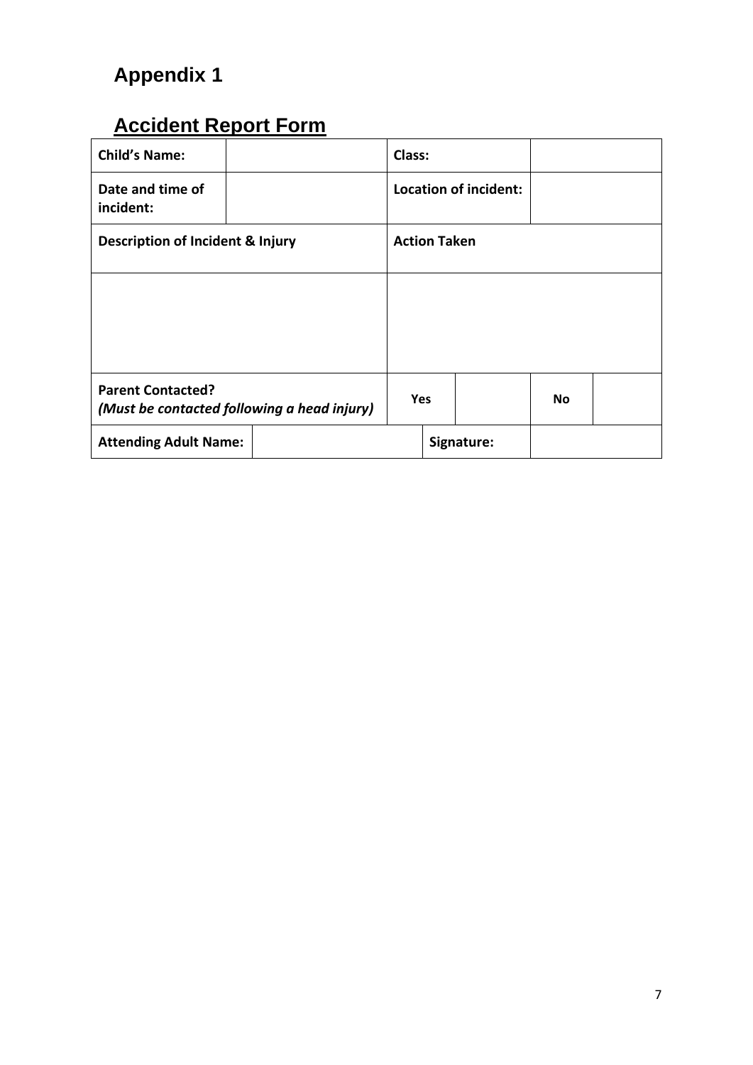# Appendix 1

## Accident Report Form

| **Child's Name:** | | **Class:** | |
|---|---|---|---|
| **Date and time of incident:** | | **Location of incident:** | |
| **Description of Incident & Injury** | | **Action Taken** | |
| | | | |
| **Parent Contacted?** ***(Must be contacted following a head injury)*** | | **Yes** | | **No** | |
| **Attending Adult Name:** | | **Signature:** | |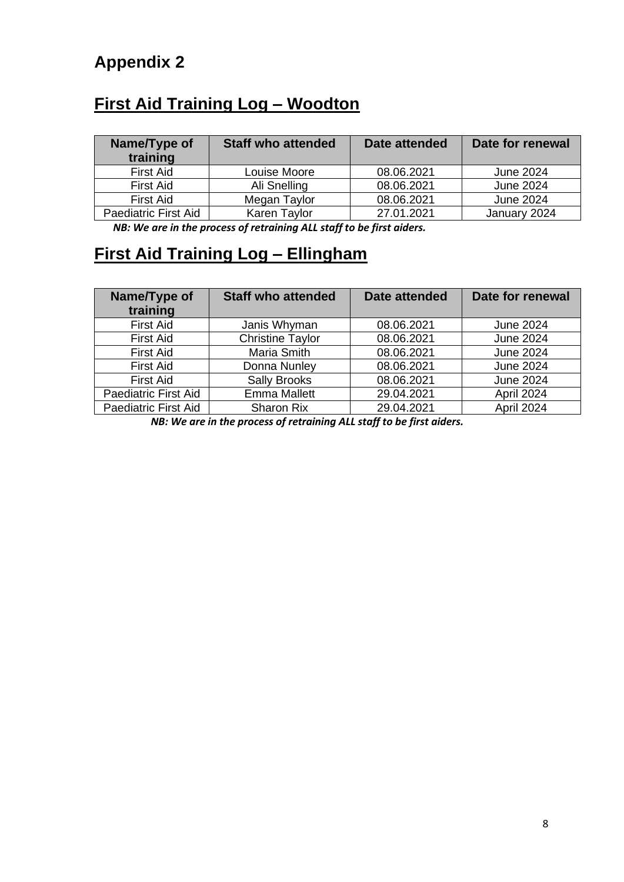## Appendix 2

## First Aid Training Log – Woodton

| Name/Type of training | Staff who attended | Date attended | Date for renewal |
|---|---|---|---|
| First Aid | Louise Moore | 08.06.2021 | June 2024 |
| First Aid | Ali Snelling | 08.06.2021 | June 2024 |
| First Aid | Megan Taylor | 08.06.2021 | June 2024 |
| Paediatric First Aid | Karen Taylor | 27.01.2021 | January 2024 |

***NB: We are in the process of retraining ALL staff to be first aiders.***

## First Aid Training Log – Ellingham

| Name/Type of training | Staff who attended | Date attended | Date for renewal |
|---|---|---|---|
| First Aid | Janis Whyman | 08.06.2021 | June 2024 |
| First Aid | Christine Taylor | 08.06.2021 | June 2024 |
| First Aid | Maria Smith | 08.06.2021 | June 2024 |
| First Aid | Donna Nunley | 08.06.2021 | June 2024 |
| First Aid | Sally Brooks | 08.06.2021 | June 2024 |
| Paediatric First Aid | Emma Mallett | 29.04.2021 | April 2024 |
| Paediatric First Aid | Sharon Rix | 29.04.2021 | April 2024 |

***NB: We are in the process of retraining ALL staff to be first aiders.***